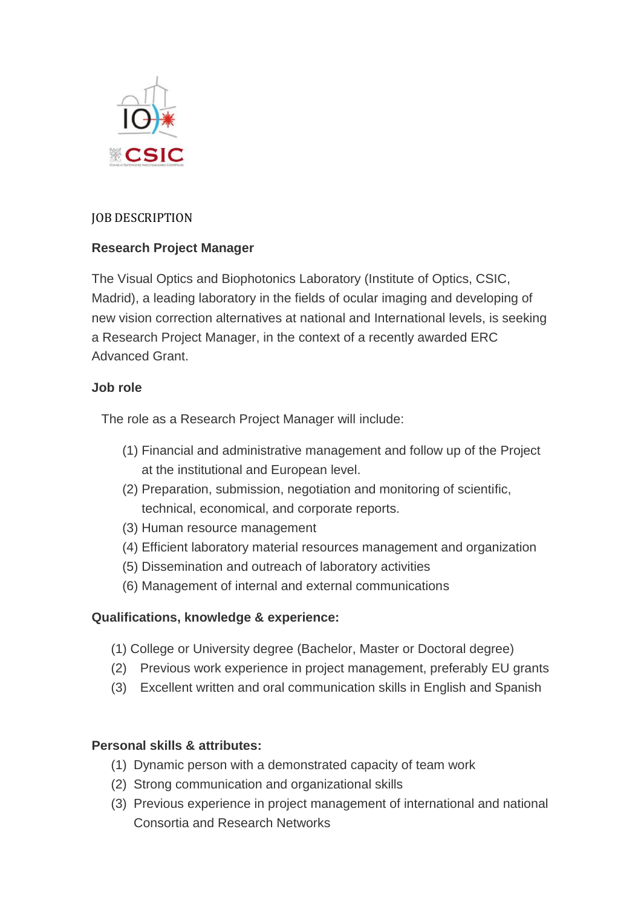JOB DESCRIPTION

**Research Project Manager**

The Visual Optics and Biophotonics Laboratory (Institute of Optics, CSIC, Madrid), a leading laboratory in the fields of ocular imaging and developing of new vision correction alternatives at national and International levels, is seeking a Research Project Manager, in the context of a recently awarded ERC Advanced Grant.

**Job role**

The role as a Research Project Manager will include:

(1) Financial and administrative management and follow up of the Project at the institutional and European level.
(2) Preparation, submission, negotiation and monitoring of scientific, technical, economical, and corporate reports.
(3) Human resource management
(4) Efficient laboratory material resources management and organization
(5) Dissemination and outreach of laboratory activities
(6) Management of internal and external communications

**Qualifications, knowledge & experience:**

(1) College or University degree (Bachelor, Master or Doctoral degree)
(2) Previous work experience in project management, preferably EU grants
(3) Excellent written and oral communication skills in English and Spanish

**Personal skills & attributes:**

(1) Dynamic person with a demonstrated capacity of team work
(2) Strong communication and organizational skills
(3) Previous experience in project management of international and national Consortia and Research Networks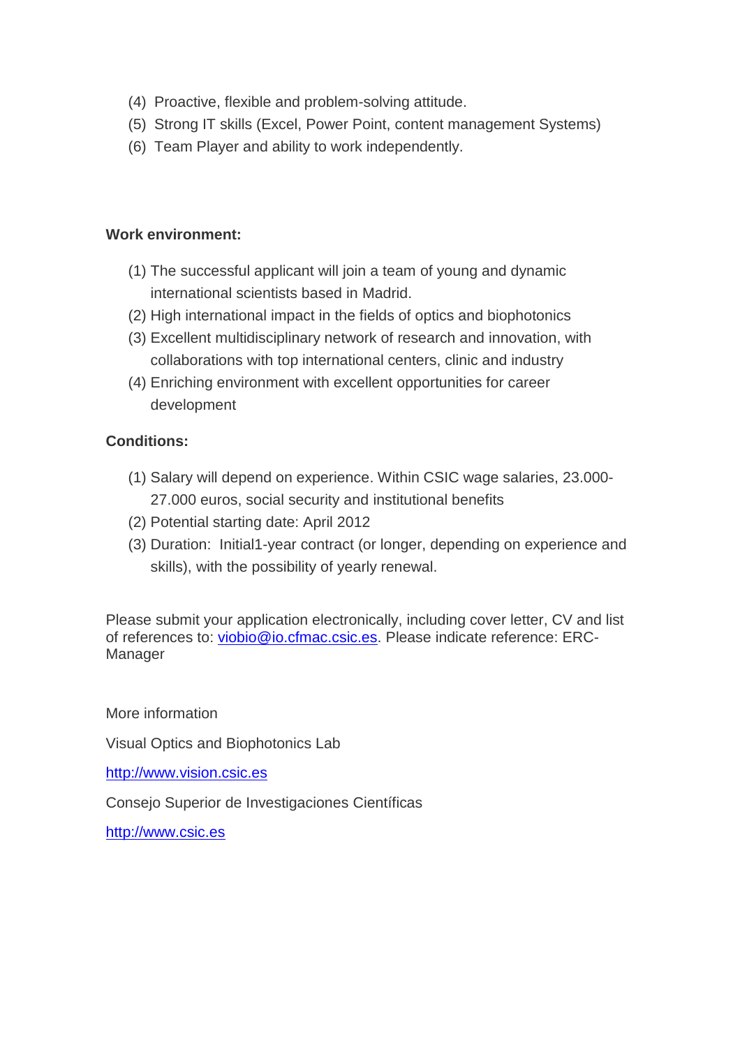(4) Proactive, flexible and problem-solving attitude.
(5) Strong IT skills (Excel, Power Point, content management Systems)
(6) Team Player and ability to work independently.

**Work environment:**

(1) The successful applicant will join a team of young and dynamic international scientists based in Madrid.
(2) High international impact in the fields of optics and biophotonics
(3) Excellent multidisciplinary network of research and innovation, with collaborations with top international centers, clinic and industry
(4) Enriching environment with excellent opportunities for career development

**Conditions:**

(1) Salary will depend on experience. Within CSIC wage salaries, 23.000-27.000 euros, social security and institutional benefits
(2) Potential starting date: April 2012
(3) Duration: Initial1-year contract (or longer, depending on experience and skills), with the possibility of yearly renewal.

Please submit your application electronically, including cover letter, CV and list of references to: viobio@io.cfmac.csic.es. Please indicate reference: ERC-Manager

More information

Visual Optics and Biophotonics Lab

http://www.vision.csic.es

Consejo Superior de Investigaciones Científicas

http://www.csic.es